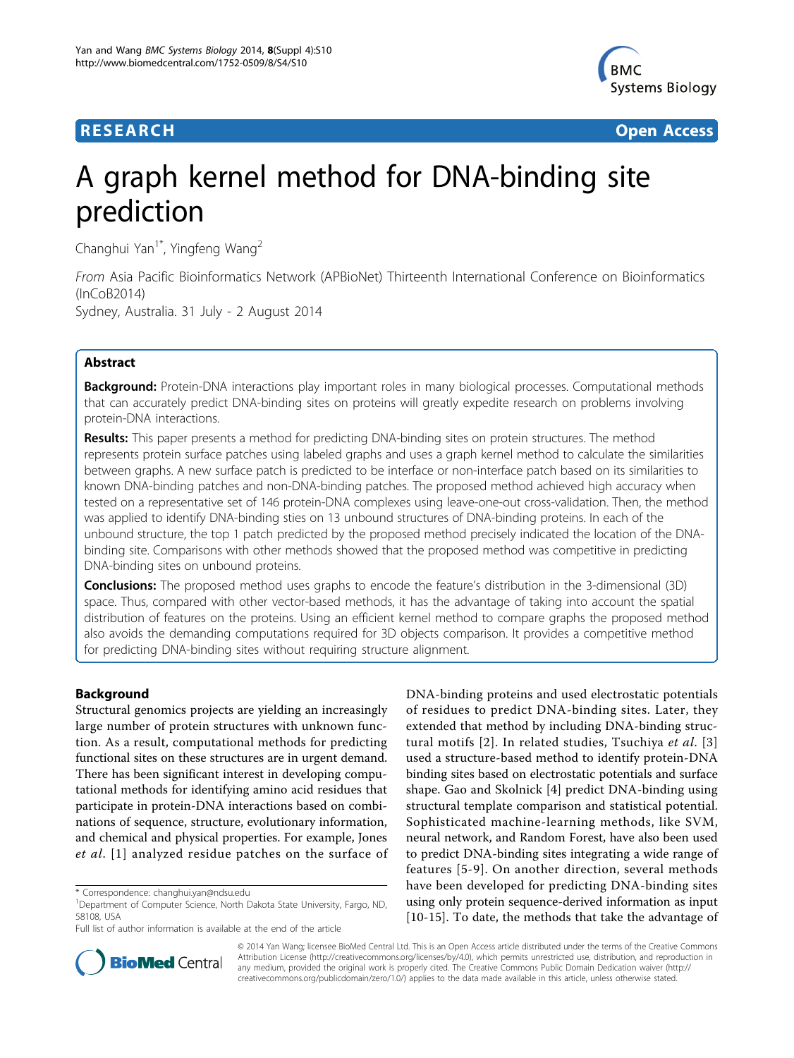**RESEARCH** **Open Access**

# A graph kernel method for DNA-binding site prediction

Changhui Yan[1*], Yingfeng Wang[2]

*From* Asia Pacific Bioinformatics Network (APBioNet) Thirteenth International Conference on Bioinformatics (InCoB2014)
Sydney, Australia. 31 July - 2 August 2014

## Abstract

**Background:** Protein-DNA interactions play important roles in many biological processes. Computational methods that can accurately predict DNA-binding sites on proteins will greatly expedite research on problems involving protein-DNA interactions.

**Results:** This paper presents a method for predicting DNA-binding sites on protein structures. The method represents protein surface patches using labeled graphs and uses a graph kernel method to calculate the similarities between graphs. A new surface patch is predicted to be interface or non-interface patch based on its similarities to known DNA-binding patches and non-DNA-binding patches. The proposed method achieved high accuracy when tested on a representative set of 146 protein-DNA complexes using leave-one-out cross-validation. Then, the method was applied to identify DNA-binding sties on 13 unbound structures of DNA-binding proteins. In each of the unbound structure, the top 1 patch predicted by the proposed method precisely indicated the location of the DNA-binding site. Comparisons with other methods showed that the proposed method was competitive in predicting DNA-binding sites on unbound proteins.

**Conclusions:** The proposed method uses graphs to encode the feature's distribution in the 3-dimensional (3D) space. Thus, compared with other vector-based methods, it has the advantage of taking into account the spatial distribution of features on the proteins. Using an efficient kernel method to compare graphs the proposed method also avoids the demanding computations required for 3D objects comparison. It provides a competitive method for predicting DNA-binding sites without requiring structure alignment.

## Background

Structural genomics projects are yielding an increasingly large number of protein structures with unknown function. As a result, computational methods for predicting functional sites on these structures are in urgent demand. There has been significant interest in developing computational methods for identifying amino acid residues that participate in protein-DNA interactions based on combinations of sequence, structure, evolutionary information, and chemical and physical properties. For example, Jones *et al*. [1] analyzed residue patches on the surface of DNA-binding proteins and used electrostatic potentials of residues to predict DNA-binding sites. Later, they extended that method by including DNA-binding structural motifs [2]. In related studies, Tsuchiya *et al*. [3] used a structure-based method to identify protein-DNA binding sites based on electrostatic potentials and surface shape. Gao and Skolnick [4] predict DNA-binding using structural template comparison and statistical potential. Sophisticated machine-learning methods, like SVM, neural network, and Random Forest, have also been used to predict DNA-binding sites integrating a wide range of features [5-9]. On another direction, several methods have been developed for predicting DNA-binding sites using only protein sequence-derived information as input [10-15]. To date, the methods that take the advantage of

\* Correspondence: changhui.yan@ndsu.edu
[1]Department of Computer Science, North Dakota State University, Fargo, ND, 58108, USA
Full list of author information is available at the end of the article

© 2014 Yan Wang; licensee BioMed Central Ltd. This is an Open Access article distributed under the terms of the Creative Commons Attribution License (http://creativecommons.org/licenses/by/4.0), which permits unrestricted use, distribution, and reproduction in any medium, provided the original work is properly cited. The Creative Commons Public Domain Dedication waiver (http://creativecommons.org/publicdomain/zero/1.0/) applies to the data made available in this article, unless otherwise stated.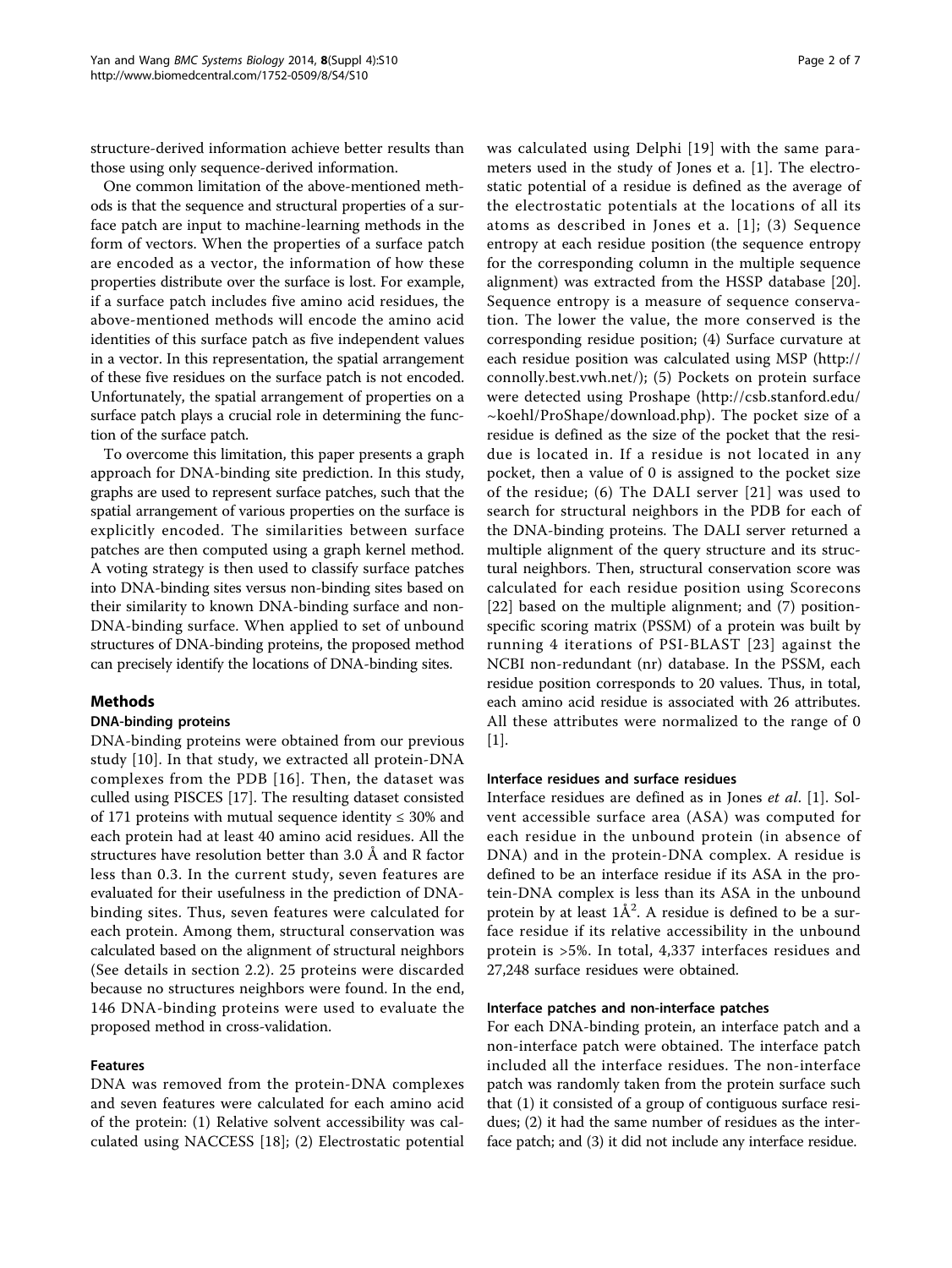structure-derived information achieve better results than those using only sequence-derived information.

One common limitation of the above-mentioned methods is that the sequence and structural properties of a surface patch are input to machine-learning methods in the form of vectors. When the properties of a surface patch are encoded as a vector, the information of how these properties distribute over the surface is lost. For example, if a surface patch includes five amino acid residues, the above-mentioned methods will encode the amino acid identities of this surface patch as five independent values in a vector. In this representation, the spatial arrangement of these five residues on the surface patch is not encoded. Unfortunately, the spatial arrangement of properties on a surface patch plays a crucial role in determining the function of the surface patch.

To overcome this limitation, this paper presents a graph approach for DNA-binding site prediction. In this study, graphs are used to represent surface patches, such that the spatial arrangement of various properties on the surface is explicitly encoded. The similarities between surface patches are then computed using a graph kernel method. A voting strategy is then used to classify surface patches into DNA-binding sites versus non-binding sites based on their similarity to known DNA-binding surface and non-DNA-binding surface. When applied to set of unbound structures of DNA-binding proteins, the proposed method can precisely identify the locations of DNA-binding sites.

## Methods

### DNA-binding proteins

DNA-binding proteins were obtained from our previous study [10]. In that study, we extracted all protein-DNA complexes from the PDB [16]. Then, the dataset was culled using PISCES [17]. The resulting dataset consisted of 171 proteins with mutual sequence identity ≤ 30% and each protein had at least 40 amino acid residues. All the structures have resolution better than 3.0 Å and R factor less than 0.3. In the current study, seven features are evaluated for their usefulness in the prediction of DNA-binding sites. Thus, seven features were calculated for each protein. Among them, structural conservation was calculated based on the alignment of structural neighbors (See details in section 2.2). 25 proteins were discarded because no structures neighbors were found. In the end, 146 DNA-binding proteins were used to evaluate the proposed method in cross-validation.

### Features

DNA was removed from the protein-DNA complexes and seven features were calculated for each amino acid of the protein: (1) Relative solvent accessibility was calculated using NACCESS [18]; (2) Electrostatic potential was calculated using Delphi [19] with the same parameters used in the study of Jones et a. [1]. The electrostatic potential of a residue is defined as the average of the electrostatic potentials at the locations of all its atoms as described in Jones et a. [1]; (3) Sequence entropy at each residue position (the sequence entropy for the corresponding column in the multiple sequence alignment) was extracted from the HSSP database [20]. Sequence entropy is a measure of sequence conservation. The lower the value, the more conserved is the corresponding residue position; (4) Surface curvature at each residue position was calculated using MSP (http://connolly.best.vwh.net/); (5) Pockets on protein surface were detected using Proshape (http://csb.stanford.edu/~koehl/ProShape/download.php). The pocket size of a residue is defined as the size of the pocket that the residue is located in. If a residue is not located in any pocket, then a value of 0 is assigned to the pocket size of the residue; (6) The DALI server [21] was used to search for structural neighbors in the PDB for each of the DNA-binding proteins. The DALI server returned a multiple alignment of the query structure and its structural neighbors. Then, structural conservation score was calculated for each residue position using Scorecons [22] based on the multiple alignment; and (7) position-specific scoring matrix (PSSM) of a protein was built by running 4 iterations of PSI-BLAST [23] against the NCBI non-redundant (nr) database. In the PSSM, each residue position corresponds to 20 values. Thus, in total, each amino acid residue is associated with 26 attributes. All these attributes were normalized to the range of 0 [1].

### Interface residues and surface residues

Interface residues are defined as in Jones *et al*. [1]. Solvent accessible surface area (ASA) was computed for each residue in the unbound protein (in absence of DNA) and in the protein-DNA complex. A residue is defined to be an interface residue if its ASA in the protein-DNA complex is less than its ASA in the unbound protein by at least 1Å$^2$. A residue is defined to be a surface residue if its relative accessibility in the unbound protein is >5%. In total, 4,337 interfaces residues and 27,248 surface residues were obtained.

### Interface patches and non-interface patches

For each DNA-binding protein, an interface patch and a non-interface patch were obtained. The interface patch included all the interface residues. The non-interface patch was randomly taken from the protein surface such that (1) it consisted of a group of contiguous surface residues; (2) it had the same number of residues as the interface patch; and (3) it did not include any interface residue.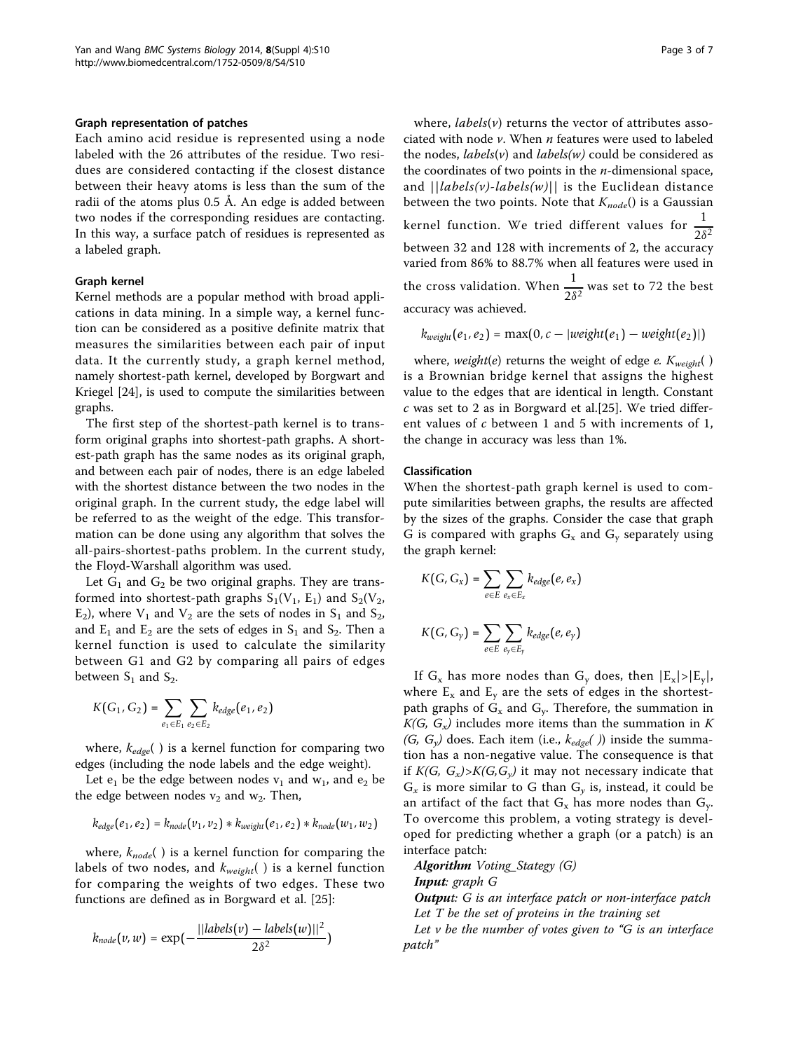### Graph representation of patches

Each amino acid residue is represented using a node labeled with the 26 attributes of the residue. Two residues are considered contacting if the closest distance between their heavy atoms is less than the sum of the radii of the atoms plus 0.5 Å. An edge is added between two nodes if the corresponding residues are contacting. In this way, a surface patch of residues is represented as a labeled graph.

### Graph kernel

Kernel methods are a popular method with broad applications in data mining. In a simple way, a kernel function can be considered as a positive definite matrix that measures the similarities between each pair of input data. It the currently study, a graph kernel method, namely shortest-path kernel, developed by Borgwart and Kriegel [24], is used to compute the similarities between graphs.

The first step of the shortest-path kernel is to transform original graphs into shortest-path graphs. A shortest-path graph has the same nodes as its original graph, and between each pair of nodes, there is an edge labeled with the shortest distance between the two nodes in the original graph. In the current study, the edge label will be referred to as the weight of the edge. This transformation can be done using any algorithm that solves the all-pairs-shortest-paths problem. In the current study, the Floyd-Warshall algorithm was used.

Let $G_1$ and $G_2$ be two original graphs. They are transformed into shortest-path graphs $S_1(V_1, E_1)$ and $S_2(V_2, E_2)$, where $V_1$ and $V_2$ are the sets of nodes in $S_1$ and $S_2$, and $E_1$ and $E_2$ are the sets of edges in $S_1$ and $S_2$. Then a kernel function is used to calculate the similarity between G1 and G2 by comparing all pairs of edges between $S_1$ and $S_2$.

$$K(G_1, G_2) = \sum_{e_1 \in E_1} \sum_{e_2 \in E_2} k_{edge}(e_1, e_2)$$

where, $k_{edge}(\ )$ is a kernel function for comparing two edges (including the node labels and the edge weight).

Let $e_1$ be the edge between nodes $v_1$ and $w_1$, and $e_2$ be the edge between nodes $v_2$ and $w_2$. Then,

$$k_{edge}(e_1, e_2) = k_{node}(v_1, v_2) * k_{weight}(e_1, e_2) * k_{node}(w_1, w_2)$$

where, $k_{node}(\ )$ is a kernel function for comparing the labels of two nodes, and $k_{weight}(\ )$ is a kernel function for comparing the weights of two edges. These two functions are defined as in Borgward et al. [25]:

$$k_{node}(v, w) = \exp\left(-\frac{||labels(v) - labels(w)||^2}{2\delta^2}\right)$$

where, *labels*($v$) returns the vector of attributes associated with node $v$. When $n$ features were used to labeled the nodes, *labels*($v$) and *labels*($w$) could be considered as the coordinates of two points in the $n$-dimensional space, and $||labels(v)-labels(w)||$ is the Euclidean distance between the two points. Note that $K_{node}()$ is a Gaussian kernel function. We tried different values for $\frac{1}{2\delta^2}$ between 32 and 128 with increments of 2, the accuracy varied from 86% to 88.7% when all features were used in the cross validation. When $\frac{1}{2\delta^2}$ was set to 72 the best accuracy was achieved.

$$k_{weight}(e_1, e_2) = \max(0, c - |weight(e_1) - weight(e_2)|)$$

where, *weight*($e$) returns the weight of edge $e$. $K_{weight}(\ )$ is a Brownian bridge kernel that assigns the highest value to the edges that are identical in length. Constant $c$ was set to 2 as in Borgward et al.[25]. We tried different values of $c$ between 1 and 5 with increments of 1, the change in accuracy was less than 1%.

### Classification

When the shortest-path graph kernel is used to compute similarities between graphs, the results are affected by the sizes of the graphs. Consider the case that graph G is compared with graphs $G_x$ and $G_y$ separately using the graph kernel:

$$K(G, G_x) = \sum_{e \in E} \sum_{e_x \in E_x} k_{edge}(e, e_x)$$

$$K(G, G_y) = \sum_{e \in E} \sum_{e_y \in E_y} k_{edge}(e, e_y)$$

If $G_x$ has more nodes than $G_y$ does, then $|E_x|>|E_y|$, where $E_x$ and $E_y$ are the sets of edges in the shortest-path graphs of $G_x$ and $G_y$. Therefore, the summation in $K(G, G_x)$ includes more items than the summation in $K(G, G_y)$ does. Each item (i.e., $k_{edge}(\ )$) inside the summation has a non-negative value. The consequence is that if $K(G, G_x)>K(G,G_y)$ it may not necessary indicate that $G_x$ is more similar to G than $G_y$ is, instead, it could be an artifact of the fact that $G_x$ has more nodes than $G_y$. To overcome this problem, a voting strategy is developed for predicting whether a graph (or a patch) is an interface patch:

***Algorithm*** *Voting_Stategy (G)*

***Input****: graph G*

***Output****: G is an interface patch or non-interface patch*

*Let T be the set of proteins in the training set*

*Let v be the number of votes given to "G is an interface patch"*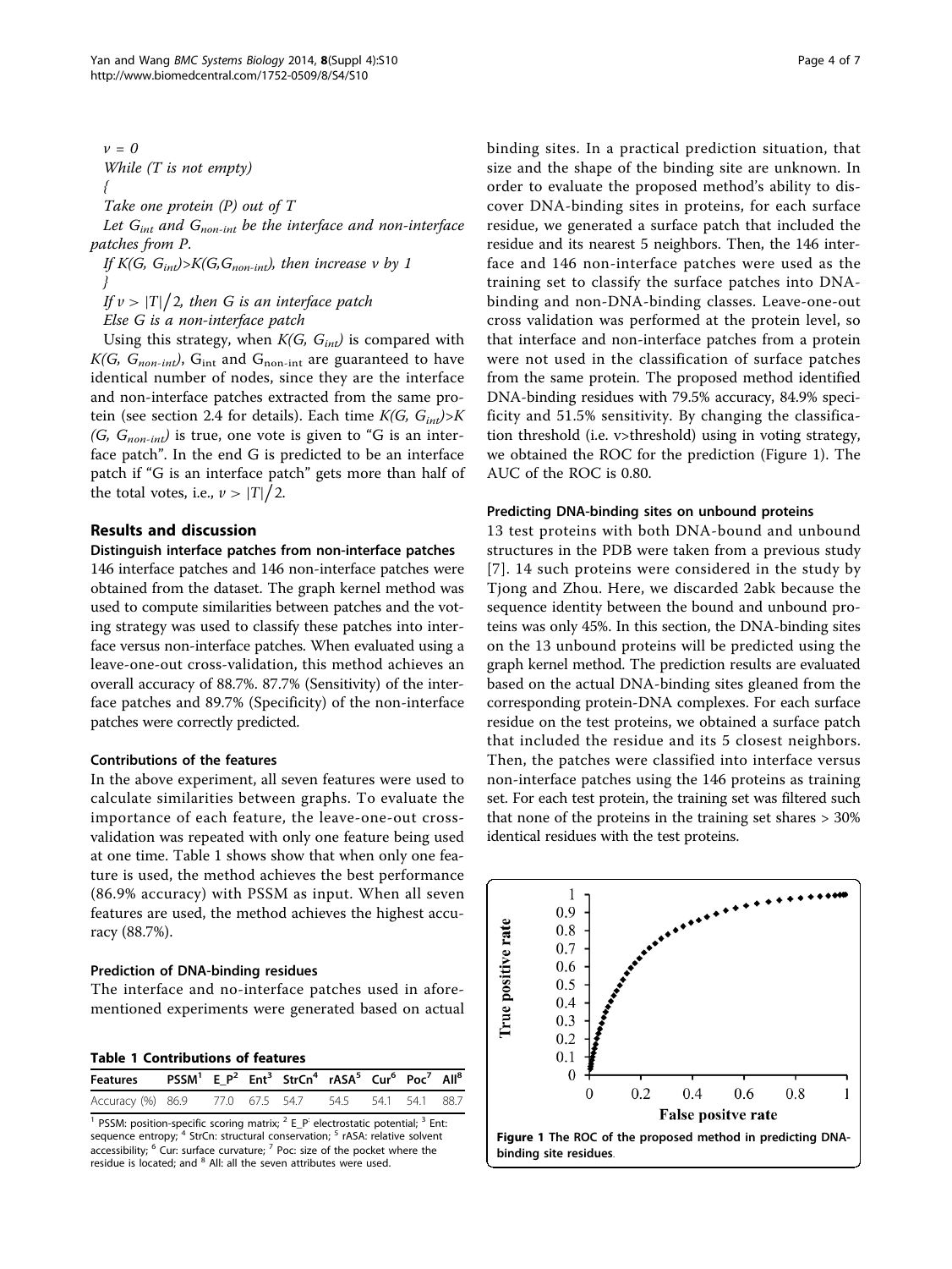*ν = 0*

*While (T is not empty)*

*{*

*Take one protein (P) out of T*

*Let $G_{int}$ and $G_{non\text{-}int}$ be the interface and non-interface patches from P.*

*If $K(G, G_{int})>K(G,G_{non\text{-}int})$, then increase ν by 1*

*}*

*If $\nu > |T|/2$, then G is an interface patch*

*Else G is a non-interface patch*

Using this strategy, when $K(G, G_{int})$ is compared with $K(G, G_{non\text{-}int})$, $G_{int}$ and $G_{non\text{-}int}$ are guaranteed to have identical number of nodes, since they are the interface and non-interface patches extracted from the same protein (see section 2.4 for details). Each time $K(G, G_{int})>K(G, G_{non\text{-}int})$ is true, one vote is given to "G is an interface patch". In the end G is predicted to be an interface patch if "G is an interface patch" gets more than half of the total votes, i.e., $\nu > |T|/2$.

## Results and discussion

### Distinguish interface patches from non-interface patches

146 interface patches and 146 non-interface patches were obtained from the dataset. The graph kernel method was used to compute similarities between patches and the voting strategy was used to classify these patches into interface versus non-interface patches. When evaluated using a leave-one-out cross-validation, this method achieves an overall accuracy of 88.7%. 87.7% (Sensitivity) of the interface patches and 89.7% (Specificity) of the non-interface patches were correctly predicted.

### Contributions of the features

In the above experiment, all seven features were used to calculate similarities between graphs. To evaluate the importance of each feature, the leave-one-out cross-validation was repeated with only one feature being used at one time. Table 1 shows show that when only one feature is used, the method achieves the best performance (86.9% accuracy) with PSSM as input. When all seven features are used, the method achieves the highest accuracy (88.7%).

### Prediction of DNA-binding residues

The interface and no-interface patches used in aforementioned experiments were generated based on actual binding sites. In a practical prediction situation, that size and the shape of the binding site are unknown. In order to evaluate the proposed method's ability to discover DNA-binding sites in proteins, for each surface residue, we generated a surface patch that included the residue and its nearest 5 neighbors. Then, the 146 interface and 146 non-interface patches were used as the training set to classify the surface patches into DNA-binding and non-DNA-binding classes. Leave-one-out cross validation was performed at the protein level, so that interface and non-interface patches from a protein were not used in the classification of surface patches from the same protein. The proposed method identified DNA-binding residues with 79.5% accuracy, 84.9% specificity and 51.5% sensitivity. By changing the classification threshold (i.e. v>threshold) using in voting strategy, we obtained the ROC for the prediction (Figure 1). The AUC of the ROC is 0.80.

**Table 1 Contributions of features**

| Features | PSSM[1] | E_P[2] | Ent[3] | StrCn[4] | rASA[5] | Cur[6] | Poc[7] | All[8] |
|---|---|---|---|---|---|---|---|---|
| Accuracy (%) | 86.9 | 77.0 | 67.5 | 54.7 | 54.5 | 54.1 | 54.1 | 88.7 |

[1] PSSM: position-specific scoring matrix; [2] E_P: electrostatic potential; [3] Ent: sequence entropy; [4] StrCn: structural conservation; [5] rASA: relative solvent accessibility; [6] Cur: surface curvature; [7] Poc: size of the pocket where the residue is located; and [8] All: all the seven attributes were used.

### Predicting DNA-binding sites on unbound proteins

13 test proteins with both DNA-bound and unbound structures in the PDB were taken from a previous study [7]. 14 such proteins were considered in the study by Tjong and Zhou. Here, we discarded 2abk because the sequence identity between the bound and unbound proteins was only 45%. In this section, the DNA-binding sites on the 13 unbound proteins will be predicted using the graph kernel method. The prediction results are evaluated based on the actual DNA-binding sites gleaned from the corresponding protein-DNA complexes. For each surface residue on the test proteins, we obtained a surface patch that included the residue and its 5 closest neighbors. Then, the patches were classified into interface versus non-interface patches using the 146 proteins as training set. For each test protein, the training set was filtered such that none of the proteins in the training set shares > 30% identical residues with the test proteins.

**Figure 1 The ROC of the proposed method in predicting DNA-binding site residues**.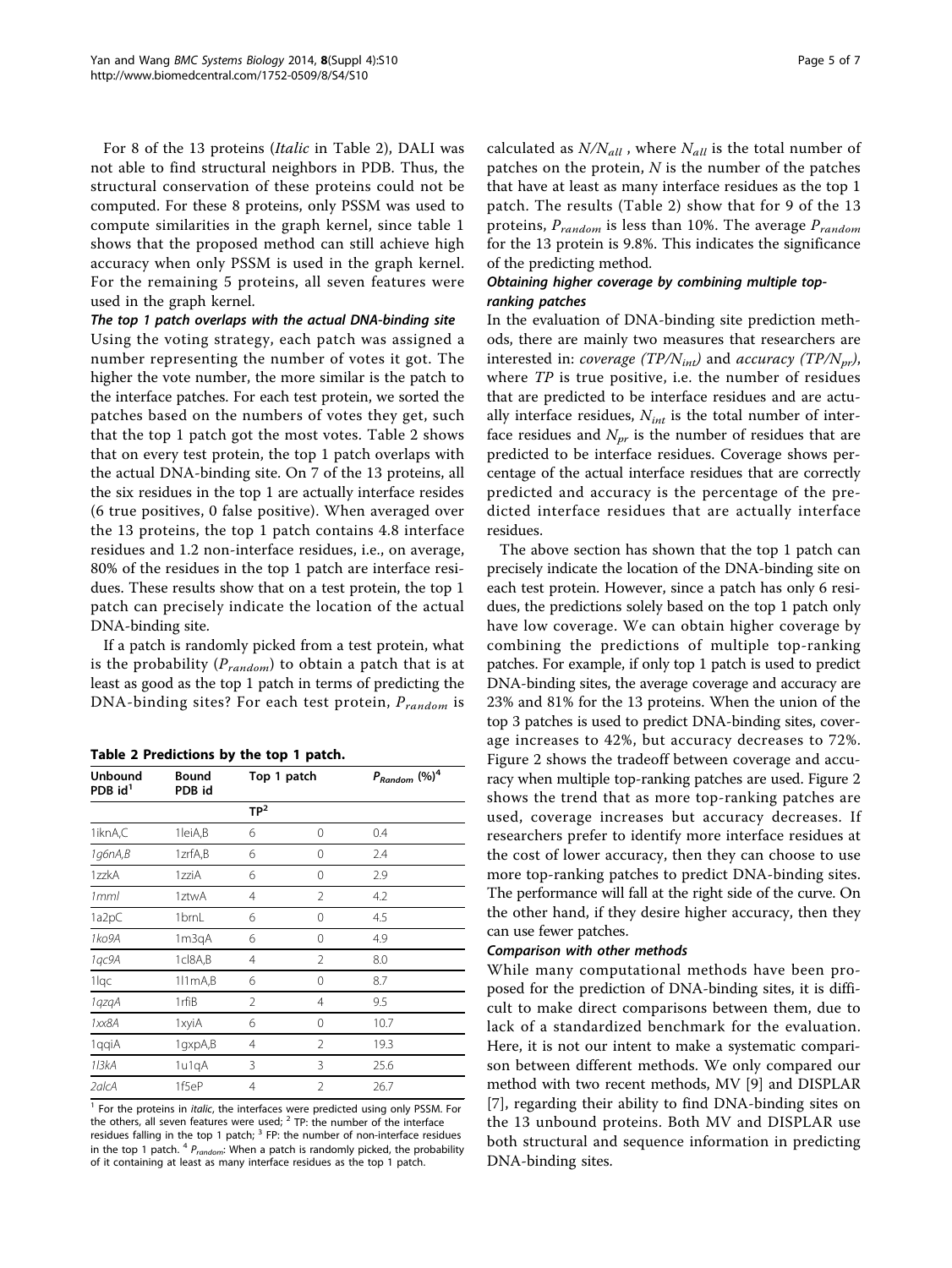For 8 of the 13 proteins (*Italic* in Table 2), DALI was not able to find structural neighbors in PDB. Thus, the structural conservation of these proteins could not be computed. For these 8 proteins, only PSSM was used to compute similarities in the graph kernel, since table 1 shows that the proposed method can still achieve high accuracy when only PSSM is used in the graph kernel. For the remaining 5 proteins, all seven features were used in the graph kernel.

### The top 1 patch overlaps with the actual DNA-binding site

Using the voting strategy, each patch was assigned a number representing the number of votes it got. The higher the vote number, the more similar is the patch to the interface patches. For each test protein, we sorted the patches based on the numbers of votes they get, such that the top 1 patch got the most votes. Table 2 shows that on every test protein, the top 1 patch overlaps with the actual DNA-binding site. On 7 of the 13 proteins, all the six residues in the top 1 are actually interface resides (6 true positives, 0 false positive). When averaged over the 13 proteins, the top 1 patch contains 4.8 interface residues and 1.2 non-interface residues, i.e., on average, 80% of the residues in the top 1 patch are interface residues. These results show that on a test protein, the top 1 patch can precisely indicate the location of the actual DNA-binding site.

If a patch is randomly picked from a test protein, what is the probability ($P_{random}$) to obtain a patch that is at least as good as the top 1 patch in terms of predicting the DNA-binding sites? For each test protein, $P_{random}$ is calculated as $N/N_{all}$ , where $N_{all}$ is the total number of patches on the protein, $N$ is the number of the patches that have at least as many interface residues as the top 1 patch. The results (Table 2) show that for 9 of the 13 proteins, $P_{random}$ is less than 10%. The average $P_{random}$ for the 13 protein is 9.8%. This indicates the significance of the predicting method.

**Table 2 Predictions by the top 1 patch.**

| Unbound PDB id[1] | Bound PDB id | Top 1 patch | | $P_{Random}$ (%)[4] |
|---|---|---|---|---|
| | | TP[2] | | |
| 1iknA,C | 1leiA,B | 6 | 0 | 0.4 |
| *1g6nA,B* | 1zrfA,B | 6 | 0 | 2.4 |
| 1zzkA | 1zziA | 6 | 0 | 2.9 |
| *1mml* | 1ztwA | 4 | 2 | 4.2 |
| 1a2pC | 1brnL | 6 | 0 | 4.5 |
| *1ko9A* | 1m3qA | 6 | 0 | 4.9 |
| *1qc9A* | 1cl8A,B | 4 | 2 | 8.0 |
| 1lqc | 1l1mA,B | 6 | 0 | 8.7 |
| *1qzqA* | 1rfiB | 2 | 4 | 9.5 |
| *1xx8A* | 1xyiA | 6 | 0 | 10.7 |
| 1qqiA | 1gxpA,B | 4 | 2 | 19.3 |
| *1l3kA* | 1u1qA | 3 | 3 | 25.6 |
| *2alcA* | 1f5eP | 4 | 2 | 26.7 |

[1] For the proteins in *italic*, the interfaces were predicted using only PSSM. For the others, all seven features were used; [2] TP: the number of the interface residues falling in the top 1 patch; [3] FP: the number of non-interface residues in the top 1 patch. [4] $P_{random}$: When a patch is randomly picked, the probability of it containing at least as many interface residues as the top 1 patch.

### Obtaining higher coverage by combining multiple top-ranking patches

In the evaluation of DNA-binding site prediction methods, there are mainly two measures that researchers are interested in: *coverage* ($TP/N_{int}$) and *accuracy* ($TP/N_{pr}$), where $TP$ is true positive, i.e. the number of residues that are predicted to be interface residues and are actually interface residues, $N_{int}$ is the total number of interface residues and $N_{pr}$ is the number of residues that are predicted to be interface residues. Coverage shows percentage of the actual interface residues that are correctly predicted and accuracy is the percentage of the predicted interface residues that are actually interface residues.

The above section has shown that the top 1 patch can precisely indicate the location of the DNA-binding site on each test protein. However, since a patch has only 6 residues, the predictions solely based on the top 1 patch only have low coverage. We can obtain higher coverage by combining the predictions of multiple top-ranking patches. For example, if only top 1 patch is used to predict DNA-binding sites, the average coverage and accuracy are 23% and 81% for the 13 proteins. When the union of the top 3 patches is used to predict DNA-binding sites, coverage increases to 42%, but accuracy decreases to 72%. Figure 2 shows the tradeoff between coverage and accuracy when multiple top-ranking patches are used. Figure 2 shows the trend that as more top-ranking patches are used, coverage increases but accuracy decreases. If researchers prefer to identify more interface residues at the cost of lower accuracy, then they can choose to use more top-ranking patches to predict DNA-binding sites. The performance will fall at the right side of the curve. On the other hand, if they desire higher accuracy, then they can use fewer patches.

### Comparison with other methods

While many computational methods have been proposed for the prediction of DNA-binding sites, it is difficult to make direct comparisons between them, due to lack of a standardized benchmark for the evaluation. Here, it is not our intent to make a systematic comparison between different methods. We only compared our method with two recent methods, MV [9] and DISPLAR [7], regarding their ability to find DNA-binding sites on the 13 unbound proteins. Both MV and DISPLAR use both structural and sequence information in predicting DNA-binding sites.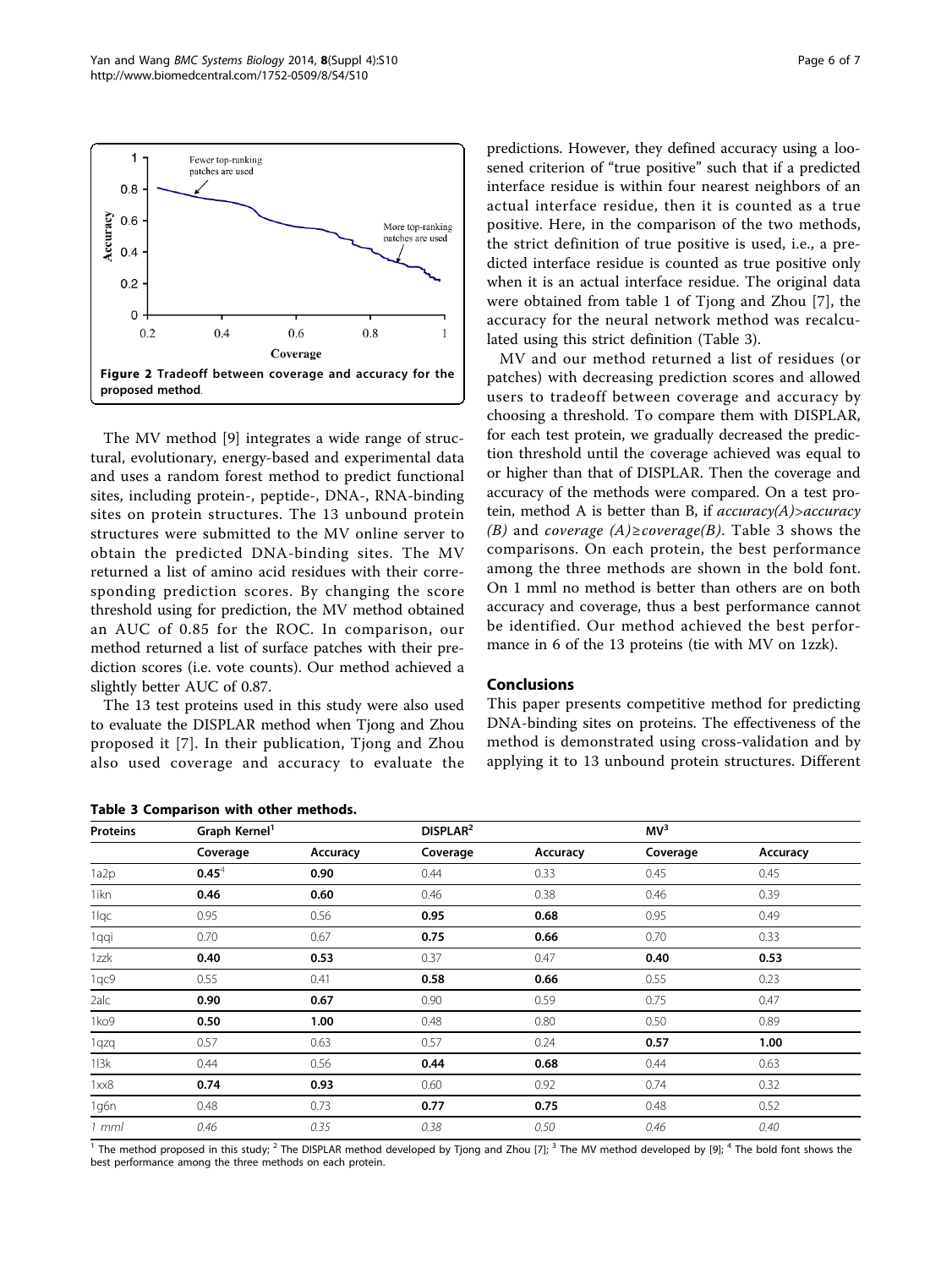Figure 2 Tradeoff between coverage and accuracy for the proposed method.

The MV method [9] integrates a wide range of structural, evolutionary, energy-based and experimental data and uses a random forest method to predict functional sites, including protein-, peptide-, DNA-, RNA-binding sites on protein structures. The 13 unbound protein structures were submitted to the MV online server to obtain the predicted DNA-binding sites. The MV returned a list of amino acid residues with their corresponding prediction scores. By changing the score threshold using for prediction, the MV method obtained an AUC of 0.85 for the ROC. In comparison, our method returned a list of surface patches with their prediction scores (i.e. vote counts). Our method achieved a slightly better AUC of 0.87.

The 13 test proteins used in this study were also used to evaluate the DISPLAR method when Tjong and Zhou proposed it [7]. In their publication, Tjong and Zhou also used coverage and accuracy to evaluate the predictions. However, they defined accuracy using a loosened criterion of "true positive" such that if a predicted interface residue is within four nearest neighbors of an actual interface residue, then it is counted as a true positive. Here, in the comparison of the two methods, the strict definition of true positive is used, i.e., a predicted interface residue is counted as true positive only when it is an actual interface residue. The original data were obtained from table 1 of Tjong and Zhou [7], the accuracy for the neural network method was recalculated using this strict definition (Table 3).

MV and our method returned a list of residues (or patches) with decreasing prediction scores and allowed users to tradeoff between coverage and accuracy by choosing a threshold. To compare them with DISPLAR, for each test protein, we gradually decreased the prediction threshold until the coverage achieved was equal to or higher than that of DISPLAR. Then the coverage and accuracy of the methods were compared. On a test protein, method A is better than B, if *accuracy(A)>accuracy (B)* and *coverage (A)≥coverage(B)*. Table 3 shows the comparisons. On each protein, the best performance among the three methods are shown in the bold font. On 1 mml no method is better than others are on both accuracy and coverage, thus a best performance cannot be identified. Our method achieved the best performance in 6 of the 13 proteins (tie with MV on 1zzk).

## Conclusions

This paper presents competitive method for predicting DNA-binding sites on proteins. The effectiveness of the method is demonstrated using cross-validation and by applying it to 13 unbound protein structures. Different

**Table 3 Comparison with other methods.**

| Proteins | Graph Kernel[1] | | DISPLAR[2] | | MV[3] | |
|---|---|---|---|---|---|---|
| | Coverage | Accuracy | Coverage | Accuracy | Coverage | Accuracy |
| 1a2p | **0.45**[4] | **0.90** | 0.44 | 0.33 | 0.45 | 0.45 |
| 1ikn | **0.46** | **0.60** | 0.46 | 0.38 | 0.46 | 0.39 |
| 1lqc | 0.95 | 0.56 | **0.95** | **0.68** | 0.95 | 0.49 |
| 1qqi | 0.70 | 0.67 | **0.75** | **0.66** | 0.70 | 0.33 |
| 1zzk | **0.40** | **0.53** | 0.37 | 0.47 | **0.40** | **0.53** |
| 1qc9 | 0.55 | 0.41 | **0.58** | **0.66** | 0.55 | 0.23 |
| 2alc | **0.90** | **0.67** | 0.90 | 0.59 | 0.75 | 0.47 |
| 1ko9 | **0.50** | **1.00** | 0.48 | 0.80 | 0.50 | 0.89 |
| 1qzq | 0.57 | 0.63 | 0.57 | 0.24 | **0.57** | **1.00** |
| 1l3k | 0.44 | 0.56 | **0.44** | **0.68** | 0.44 | 0.63 |
| 1xx8 | **0.74** | **0.93** | 0.60 | 0.92 | 0.74 | 0.32 |
| 1g6n | 0.48 | 0.73 | **0.77** | **0.75** | 0.48 | 0.52 |
| *1 mml* | *0.46* | *0.35* | *0.38* | *0.50* | *0.46* | *0.40* |

[1] The method proposed in this study; [2] The DISPLAR method developed by Tjong and Zhou [7]; [3] The MV method developed by [9]; [4] The bold font shows the best performance among the three methods on each protein.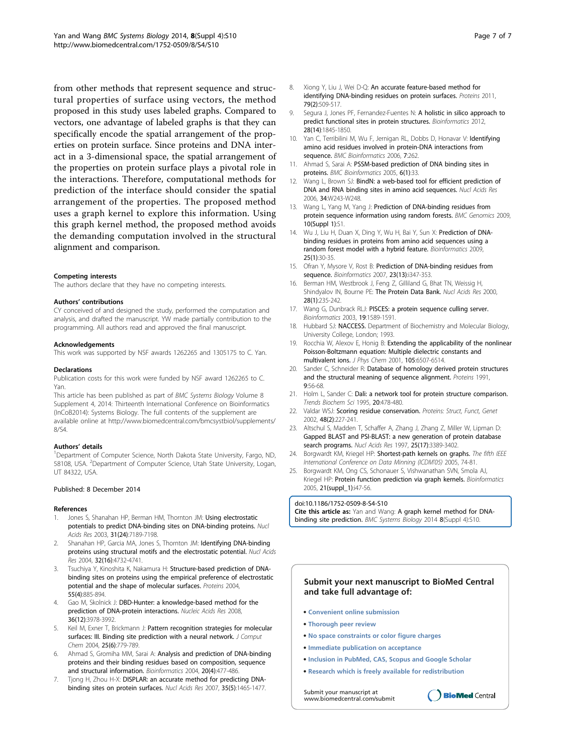from other methods that represent sequence and structural properties of surface using vectors, the method proposed in this study uses labeled graphs. Compared to vectors, one advantage of labeled graphs is that they can specifically encode the spatial arrangement of the properties on protein surface. Since proteins and DNA interact in a 3-dimensional space, the spatial arrangement of the properties on protein surface plays a pivotal role in the interactions. Therefore, computational methods for prediction of the interface should consider the spatial arrangement of the properties. The proposed method uses a graph kernel to explore this information. Using this graph kernel method, the proposed method avoids the demanding computation involved in the structural alignment and comparison.

#### Competing interests

The authors declare that they have no competing interests.

#### Authors' contributions

CY conceived of and designed the study, performed the computation and analysis, and drafted the manuscript. YW made partially contribution to the programming. All authors read and approved the final manuscript.

#### Acknowledgements

This work was supported by NSF awards 1262265 and 1305175 to C. Yan.

#### Declarations

Publication costs for this work were funded by NSF award 1262265 to C. Yan.

This article has been published as part of *BMC Systems Biology* Volume 8 Supplement 4, 2014: Thirteenth International Conference on Bioinformatics (InCoB2014): Systems Biology. The full contents of the supplement are available online at http://www.biomedcentral.com/bmcsystbiol/supplements/8/S4.

#### Authors' details

[1]Department of Computer Science, North Dakota State University, Fargo, ND, 58108, USA. [2]Department of Computer Science, Utah State University, Logan, UT 84322, USA.

Published: 8 December 2014

#### References

1. Jones S, Shanahan HP, Berman HM, Thornton JM: **Using electrostatic potentials to predict DNA-binding sites on DNA-binding proteins.** *Nucl Acids Res* 2003, **31(24)**:7189-7198.
2. Shanahan HP, Garcia MA, Jones S, Thornton JM: **Identifying DNA-binding proteins using structural motifs and the electrostatic potential.** *Nucl Acids Res* 2004, **32(16)**:4732-4741.
3. Tsuchiya Y, Kinoshita K, Nakamura H: **Structure-based prediction of DNA-binding sites on proteins using the empirical preference of electrostatic potential and the shape of molecular surfaces.** *Proteins* 2004, **55(4)**:885-894.
4. Gao M, Skolnick J: **DBD-Hunter: a knowledge-based method for the prediction of DNA-protein interactions.** *Nucleic Acids Res* 2008, **36(12)**:3978-3992.
5. Keil M, Exner T, Brickmann J: **Pattern recognition strategies for molecular surfaces: III. Binding site prediction with a neural network.** *J Comput Chem* 2004, **25(6)**:779-789.
6. Ahmad S, Gromiha MM, Sarai A: **Analysis and prediction of DNA-binding proteins and their binding residues based on composition, sequence and structural information.** *Bioinformatics* 2004, **20(4)**:477-486.
7. Tjong H, Zhou H-X: **DISPLAR: an accurate method for predicting DNA-binding sites on protein surfaces.** *Nucl Acids Res* 2007, **35(5)**:1465-1477.
8. Xiong Y, Liu J, Wei D-Q: **An accurate feature-based method for identifying DNA-binding residues on protein surfaces.** *Proteins* 2011, **79(2)**:509-517.
9. Segura J, Jones PF, Fernandez-Fuentes N: **A holistic in silico approach to predict functional sites in protein structures.** *Bioinformatics* 2012, **28(14)**:1845-1850.
10. Yan C, Terribilini M, Wu F, Jernigan RL, Dobbs D, Honavar V: **Identifying amino acid residues involved in protein-DNA interactions from sequence.** *BMC Bioinformatics* 2006, **7**:262.
11. Ahmad S, Sarai A: **PSSM-based prediction of DNA binding sites in proteins.** *BMC Bioinformatics* 2005, **6(1)**:33.
12. Wang L, Brown SJ: **BindN: a web-based tool for efficient prediction of DNA and RNA binding sites in amino acid sequences.** *Nucl Acids Res* 2006, **34**:W243-W248.
13. Wang L, Yang M, Yang J: **Prediction of DNA-binding residues from protein sequence information using random forests.** *BMC Genomics* 2009, **10(Suppl 1)**:S1.
14. Wu J, Liu H, Duan X, Ding Y, Wu H, Bai Y, Sun X: **Prediction of DNA-binding residues in proteins from amino acid sequences using a random forest model with a hybrid feature.** *Bioinformatics* 2009, **25(1)**:30-35.
15. Ofran Y, Mysore V, Rost B: **Prediction of DNA-binding residues from sequence.** *Bioinformatics* 2007, **23(13)**:i347-353.
16. Berman HM, Westbrook J, Feng Z, Gilliland G, Bhat TN, Weissig H, Shindyalov IN, Bourne PE: **The Protein Data Bank.** *Nucl Acids Res* 2000, **28(1)**:235-242.
17. Wang G, Dunbrack RLJ: **PISCES: a protein sequence culling server.** *Bioinformatics* 2003, **19**:1589-1591.
18. Hubbard SJ: **NACCESS.** Department of Biochemistry and Molecular Biology, University College, London; 1993.
19. Rocchia W, Alexov E, Honig B: **Extending the applicability of the nonlinear Poisson-Boltzmann equation: Multiple dielectric constants and multivalent ions.** *J Phys Chem* 2001, **105**:6507-6514.
20. Sander C, Schneider R: **Database of homology derived protein structures and the structural meaning of sequence alignment.** *Proteins* 1991, **9**:56-68.
21. Holm L, Sander C: **Dali: a network tool for protein structure comparison.** *Trends Biochem Sci* 1995, **20**:478-480.
22. Valdar WSJ: **Scoring residue conservation.** *Proteins: Struct, Funct, Genet* 2002, **48(2)**:227-241.
23. Altschul S, Madden T, Schaffer A, Zhang J, Zhang Z, Miller W, Lipman D: **Gapped BLAST and PSI-BLAST: a new generation of protein database search programs.** *Nucl Acids Res* 1997, **25(17)**:3389-3402.
24. Borgwardt KM, Kriegel HP: **Shortest-path kernels on graphs.** *The fifth IEEE International Conference on Data Minning (ICDM'05)* 2005, 74-81.
25. Borgwardt KM, Ong CS, Schonauer S, Vishwanathan SVN, Smola AJ, Kriegel HP: **Protein function prediction via graph kernels.** *Bioinformatics* 2005, **21(suppl_1)**:i47-56.

doi:10.1186/1752-0509-8-S4-S10

**Cite this article as:** Yan and Wang: A graph kernel method for DNA-binding site prediction. *BMC Systems Biology* 2014 **8**(Suppl 4):S10.

**Submit your next manuscript to BioMed Central and take full advantage of:**

- Convenient online submission
- Thorough peer review
- No space constraints or color figure charges
- Immediate publication on acceptance
- Inclusion in PubMed, CAS, Scopus and Google Scholar
- Research which is freely available for redistribution

Submit your manuscript at www.biomedcentral.com/submit